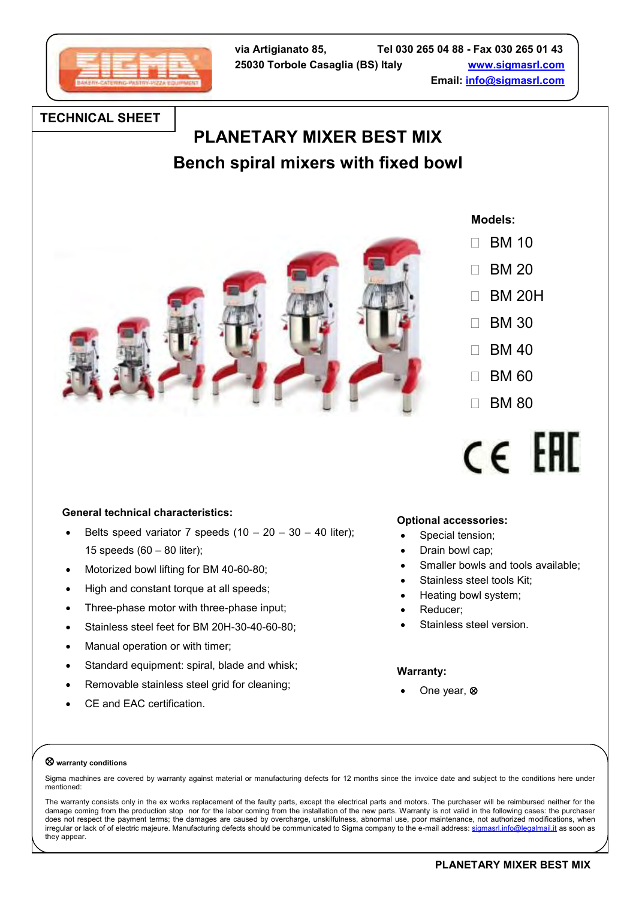via Artigianato 85,
25030 Torbole Casaglia (BS) Italy

Tel 030 265 04 88 - Fax 030 265 01 43
www.sigmasrl.com
Email: info@sigmasrl.com

**TECHNICAL SHEET**

# PLANETARY MIXER BEST MIX

## Bench spiral mixers with fixed bowl

**Models:**

- BM 10
- BM 20
- BM 20H
- BM 30
- BM 40
- BM 60
- BM 80

**General technical characteristics:**

- Belts speed variator 7 speeds (10 – 20 – 30 – 40 liter); 15 speeds (60 – 80 liter);
- Motorized bowl lifting for BM 40-60-80;
- High and constant torque at all speeds;
- Three-phase motor with three-phase input;
- Stainless steel feet for BM 20H-30-40-60-80;
- Manual operation or with timer;
- Standard equipment: spiral, blade and whisk;
- Removable stainless steel grid for cleaning;
- CE and EAC certification.

**Optional accessories:**

- Special tension;
- Drain bowl cap;
- Smaller bowls and tools available;
- Stainless steel tools Kit;
- Heating bowl system;
- Reducer;
- Stainless steel version.

**Warranty:**

- One year, ⊗

⊗ **warranty conditions**

Sigma machines are covered by warranty against material or manufacturing defects for 12 months since the invoice date and subject to the conditions here under mentioned:

The warranty consists only in the ex works replacement of the faulty parts, except the electrical parts and motors. The purchaser will be reimbursed neither for the damage coming from the production stop nor for the labor coming from the installation of the new parts. Warranty is not valid in the following cases: the purchaser does not respect the payment terms; the damages are caused by overcharge, unskilfulness, abnormal use, poor maintenance, not authorized modifications, when irregular or lack of of electric majeure. Manufacturing defects should be communicated to Sigma company to the e-mail address: sigmasrl.info@legalmail.it as soon as they appear.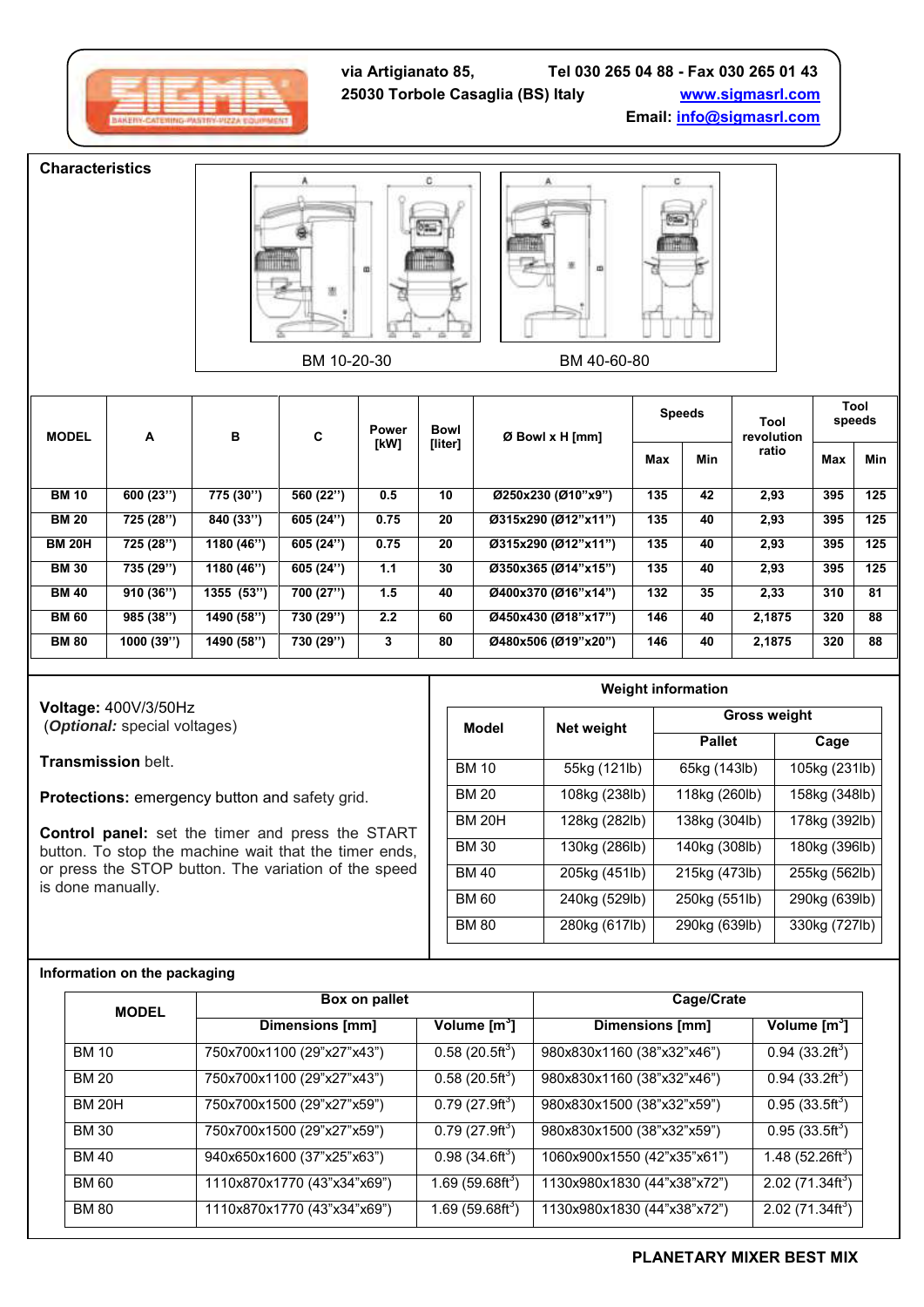via Artigianato 85, 25030 Torbole Casaglia (BS) Italy

Tel 030 265 04 88 - Fax 030 265 01 43
www.sigmasrl.com
Email: info@sigmasrl.com

## Characteristics

BM 10-20-30

BM 40-60-80

| MODEL | A | B | C | Power [kW] | Bowl [liter] | Ø Bowl x H [mm] | Speeds | | Tool revolution ratio | Tool speeds | |
|---|---|---|---|---|---|---|---|---|---|---|---|
| | | | | | | | Max | Min | | Max | Min |
| BM 10 | 600 (23'') | 775 (30'') | 560 (22'') | 0.5 | 10 | Ø250x230 (Ø10"x9") | 135 | 42 | 2,93 | 395 | 125 |
| BM 20 | 725 (28'') | 840 (33'') | 605 (24'') | 0.75 | 20 | Ø315x290 (Ø12"x11") | 135 | 40 | 2,93 | 395 | 125 |
| BM 20H | 725 (28'') | 1180 (46'') | 605 (24'') | 0.75 | 20 | Ø315x290 (Ø12"x11") | 135 | 40 | 2,93 | 395 | 125 |
| BM 30 | 735 (29'') | 1180 (46'') | 605 (24'') | 1.1 | 30 | Ø350x365 (Ø14"x15") | 135 | 40 | 2,93 | 395 | 125 |
| BM 40 | 910 (36'') | 1355 (53'') | 700 (27'') | 1.5 | 40 | Ø400x370 (Ø16"x14") | 132 | 35 | 2,33 | 310 | 81 |
| BM 60 | 985 (38'') | 1490 (58'') | 730 (29'') | 2.2 | 60 | Ø450x430 (Ø18"x17") | 146 | 40 | 2,1875 | 320 | 88 |
| BM 80 | 1000 (39'') | 1490 (58'') | 730 (29'') | 3 | 80 | Ø480x506 (Ø19"x20") | 146 | 40 | 2,1875 | 320 | 88 |

**Voltage:** 400V/3/50Hz
(***Optional:*** special voltages)

**Transmission** belt.

**Protections:** emergency button and safety grid.

**Control panel:** set the timer and press the START button. To stop the machine wait that the timer ends, or press the STOP button. The variation of the speed is done manually.

**Weight information**

| Model | Net weight | Gross weight | |
|---|---|---|---|
| | | Pallet | Cage |
| BM 10 | 55kg (121lb) | 65kg (143lb) | 105kg (231lb) |
| BM 20 | 108kg (238lb) | 118kg (260lb) | 158kg (348lb) |
| BM 20H | 128kg (282lb) | 138kg (304lb) | 178kg (392lb) |
| BM 30 | 130kg (286lb) | 140kg (308lb) | 180kg (396lb) |
| BM 40 | 205kg (451lb) | 215kg (473lb) | 255kg (562lb) |
| BM 60 | 240kg (529lb) | 250kg (551lb) | 290kg (639lb) |
| BM 80 | 280kg (617lb) | 290kg (639lb) | 330kg (727lb) |

**Information on the packaging**

| MODEL | Box on pallet | | Cage/Crate | |
|---|---|---|---|---|
| | Dimensions [mm] | Volume [m³] | Dimensions [mm] | Volume [m³] |
| BM 10 | 750x700x1100 (29"x27"x43") | 0.58 (20.5ft³) | 980x830x1160 (38"x32"x46") | 0.94 (33.2ft³) |
| BM 20 | 750x700x1100 (29"x27"x43") | 0.58 (20.5ft³) | 980x830x1160 (38"x32"x46") | 0.94 (33.2ft³) |
| BM 20H | 750x700x1500 (29"x27"x59") | 0.79 (27.9ft³) | 980x830x1500 (38"x32"x59") | 0.95 (33.5ft³) |
| BM 30 | 750x700x1500 (29"x27"x59") | 0.79 (27.9ft³) | 980x830x1500 (38"x32"x59") | 0.95 (33.5ft³) |
| BM 40 | 940x650x1600 (37"x25"x63") | 0.98 (34.6ft³) | 1060x900x1550 (42"x35"x61") | 1.48 (52.26ft³) |
| BM 60 | 1110x870x1770 (43"x34"x69") | 1.69 (59.68ft³) | 1130x980x1830 (44"x38"x72") | 2.02 (71.34ft³) |
| BM 80 | 1110x870x1770 (43"x34"x69") | 1.69 (59.68ft³) | 1130x980x1830 (44"x38"x72") | 2.02 (71.34ft³) |

**PLANETARY MIXER BEST MIX**